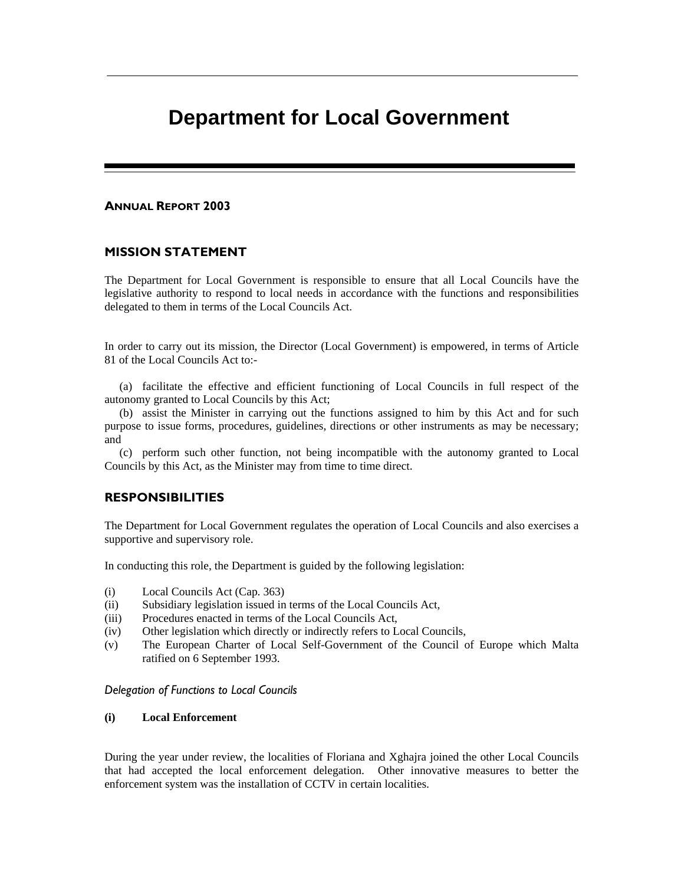# Department for Local Government

## ANNUAL REPORT 2003

## MISSION STATEMENT

The Department for Local Government is responsible to ensure that all Local Councils have the legislative authority to respond to local needs in accordance with the functions and responsibilities delegated to them in terms of the Local Councils Act.

In order to carry out its mission, the Director (Local Government) is empowered, in terms of Article 81 of the Local Councils Act to:-

(a) facilitate the effective and efficient functioning of Local Councils in full respect of the autonomy granted to Local Councils by this Act;

(b) assist the Minister in carrying out the functions assigned to him by this Act and for such purpose to issue forms, procedures, guidelines, directions or other instruments as may be necessary; and

(c) perform such other function, not being incompatible with the autonomy granted to Local Councils by this Act, as the Minister may from time to time direct.

## RESPONSIBILITIES

The Department for Local Government regulates the operation of Local Councils and also exercises a supportive and supervisory role.

In conducting this role, the Department is guided by the following legislation:

(i) Local Councils Act (Cap. 363)
(ii) Subsidiary legislation issued in terms of the Local Councils Act,
(iii) Procedures enacted in terms of the Local Councils Act,
(iv) Other legislation which directly or indirectly refers to Local Councils,
(v) The European Charter of Local Self-Government of the Council of Europe which Malta ratified on 6 September 1993.

*Delegation of Functions to Local Councils*

**(i) Local Enforcement**

During the year under review, the localities of Floriana and Xghajra joined the other Local Councils that had accepted the local enforcement delegation. Other innovative measures to better the enforcement system was the installation of CCTV in certain localities.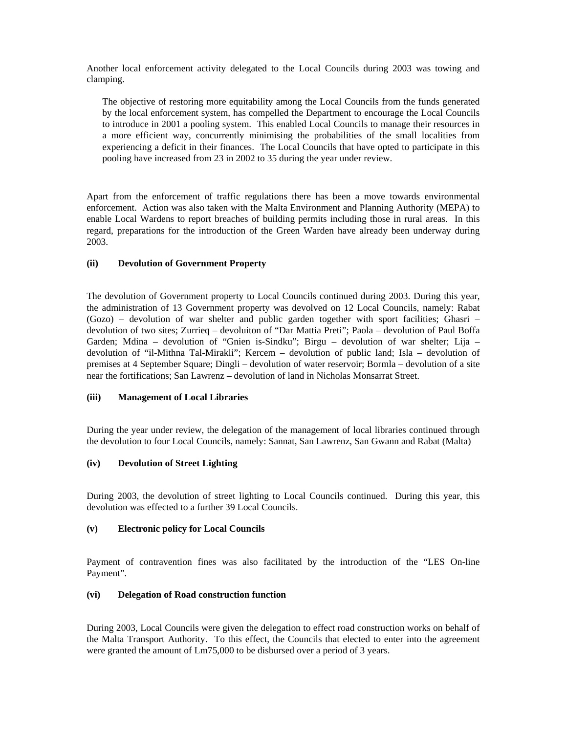Another local enforcement activity delegated to the Local Councils during 2003 was towing and clamping.

> The objective of restoring more equitability among the Local Councils from the funds generated by the local enforcement system, has compelled the Department to encourage the Local Councils to introduce in 2001 a pooling system. This enabled Local Councils to manage their resources in a more efficient way, concurrently minimising the probabilities of the small localities from experiencing a deficit in their finances. The Local Councils that have opted to participate in this pooling have increased from 23 in 2002 to 35 during the year under review.

Apart from the enforcement of traffic regulations there has been a move towards environmental enforcement. Action was also taken with the Malta Environment and Planning Authority (MEPA) to enable Local Wardens to report breaches of building permits including those in rural areas. In this regard, preparations for the introduction of the Green Warden have already been underway during 2003.

#### (ii) Devolution of Government Property

The devolution of Government property to Local Councils continued during 2003. During this year, the administration of 13 Government property was devolved on 12 Local Councils, namely: Rabat (Gozo) – devolution of war shelter and public garden together with sport facilities; Ghasri – devolution of two sites; Zurrieq – devoluiton of "Dar Mattia Preti"; Paola – devolution of Paul Boffa Garden; Mdina – devolution of "Gnien is-Sindku"; Birgu – devolution of war shelter; Lija – devolution of "il-Mithna Tal-Mirakli"; Kercem – devolution of public land; Isla – devolution of premises at 4 September Square; Dingli – devolution of water reservoir; Bormla – devolution of a site near the fortifications; San Lawrenz – devolution of land in Nicholas Monsarrat Street.

#### (iii) Management of Local Libraries

During the year under review, the delegation of the management of local libraries continued through the devolution to four Local Councils, namely: Sannat, San Lawrenz, San Gwann and Rabat (Malta)

#### (iv) Devolution of Street Lighting

During 2003, the devolution of street lighting to Local Councils continued. During this year, this devolution was effected to a further 39 Local Councils.

#### (v) Electronic policy for Local Councils

Payment of contravention fines was also facilitated by the introduction of the "LES On-line Payment".

#### (vi) Delegation of Road construction function

During 2003, Local Councils were given the delegation to effect road construction works on behalf of the Malta Transport Authority. To this effect, the Councils that elected to enter into the agreement were granted the amount of Lm75,000 to be disbursed over a period of 3 years.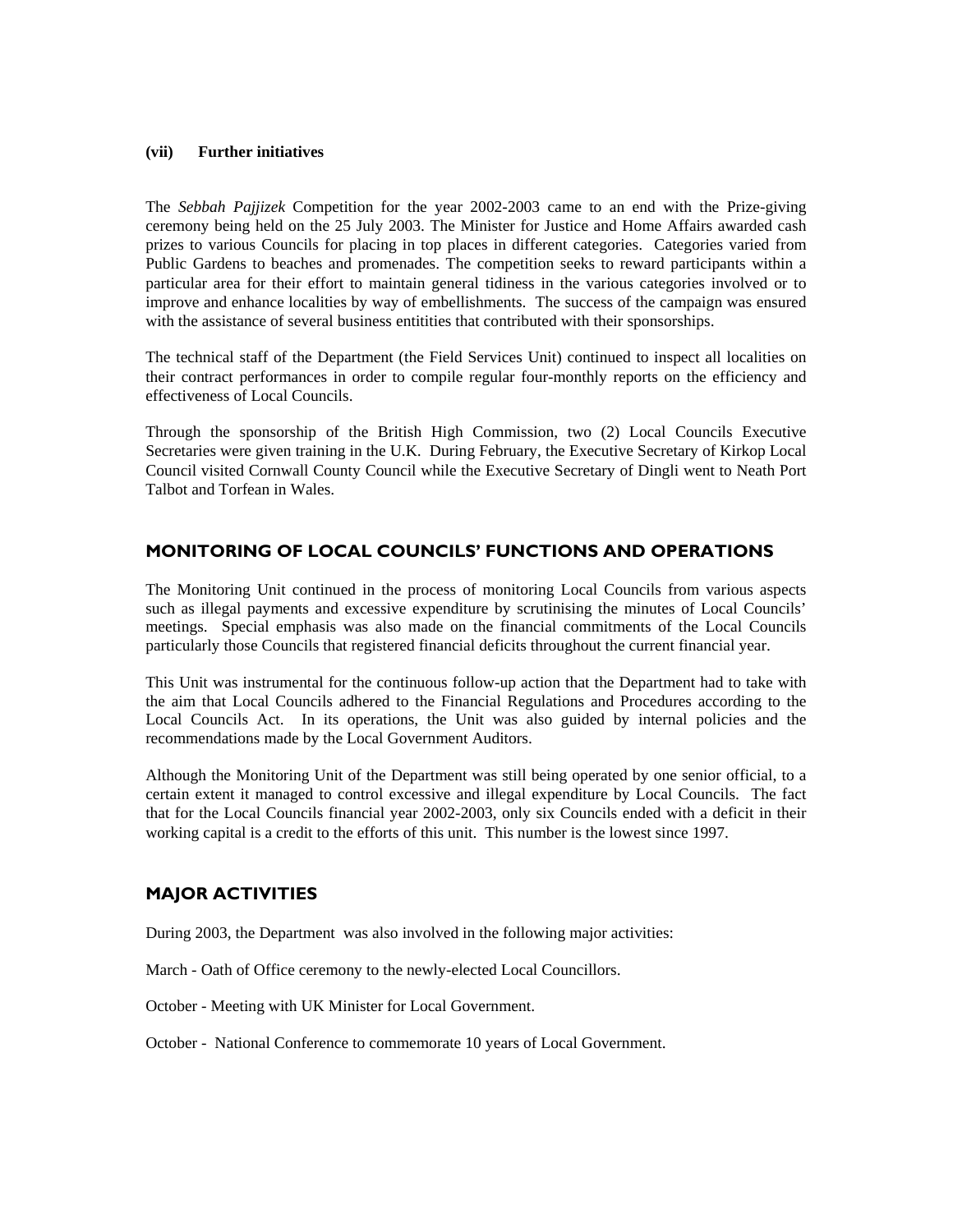#### (vii) Further initiatives

The *Sebbah Pajjizek* Competition for the year 2002-2003 came to an end with the Prize-giving ceremony being held on the 25 July 2003. The Minister for Justice and Home Affairs awarded cash prizes to various Councils for placing in top places in different categories. Categories varied from Public Gardens to beaches and promenades. The competition seeks to reward participants within a particular area for their effort to maintain general tidiness in the various categories involved or to improve and enhance localities by way of embellishments. The success of the campaign was ensured with the assistance of several business entitities that contributed with their sponsorships.

The technical staff of the Department (the Field Services Unit) continued to inspect all localities on their contract performances in order to compile regular four-monthly reports on the efficiency and effectiveness of Local Councils.

Through the sponsorship of the British High Commission, two (2) Local Councils Executive Secretaries were given training in the U.K. During February, the Executive Secretary of Kirkop Local Council visited Cornwall County Council while the Executive Secretary of Dingli went to Neath Port Talbot and Torfean in Wales.

## MONITORING OF LOCAL COUNCILS' FUNCTIONS AND OPERATIONS

The Monitoring Unit continued in the process of monitoring Local Councils from various aspects such as illegal payments and excessive expenditure by scrutinising the minutes of Local Councils' meetings. Special emphasis was also made on the financial commitments of the Local Councils particularly those Councils that registered financial deficits throughout the current financial year.

This Unit was instrumental for the continuous follow-up action that the Department had to take with the aim that Local Councils adhered to the Financial Regulations and Procedures according to the Local Councils Act. In its operations, the Unit was also guided by internal policies and the recommendations made by the Local Government Auditors.

Although the Monitoring Unit of the Department was still being operated by one senior official, to a certain extent it managed to control excessive and illegal expenditure by Local Councils. The fact that for the Local Councils financial year 2002-2003, only six Councils ended with a deficit in their working capital is a credit to the efforts of this unit. This number is the lowest since 1997.

## MAJOR ACTIVITIES

During 2003, the Department was also involved in the following major activities:

March - Oath of Office ceremony to the newly-elected Local Councillors.

October - Meeting with UK Minister for Local Government.

October - National Conference to commemorate 10 years of Local Government.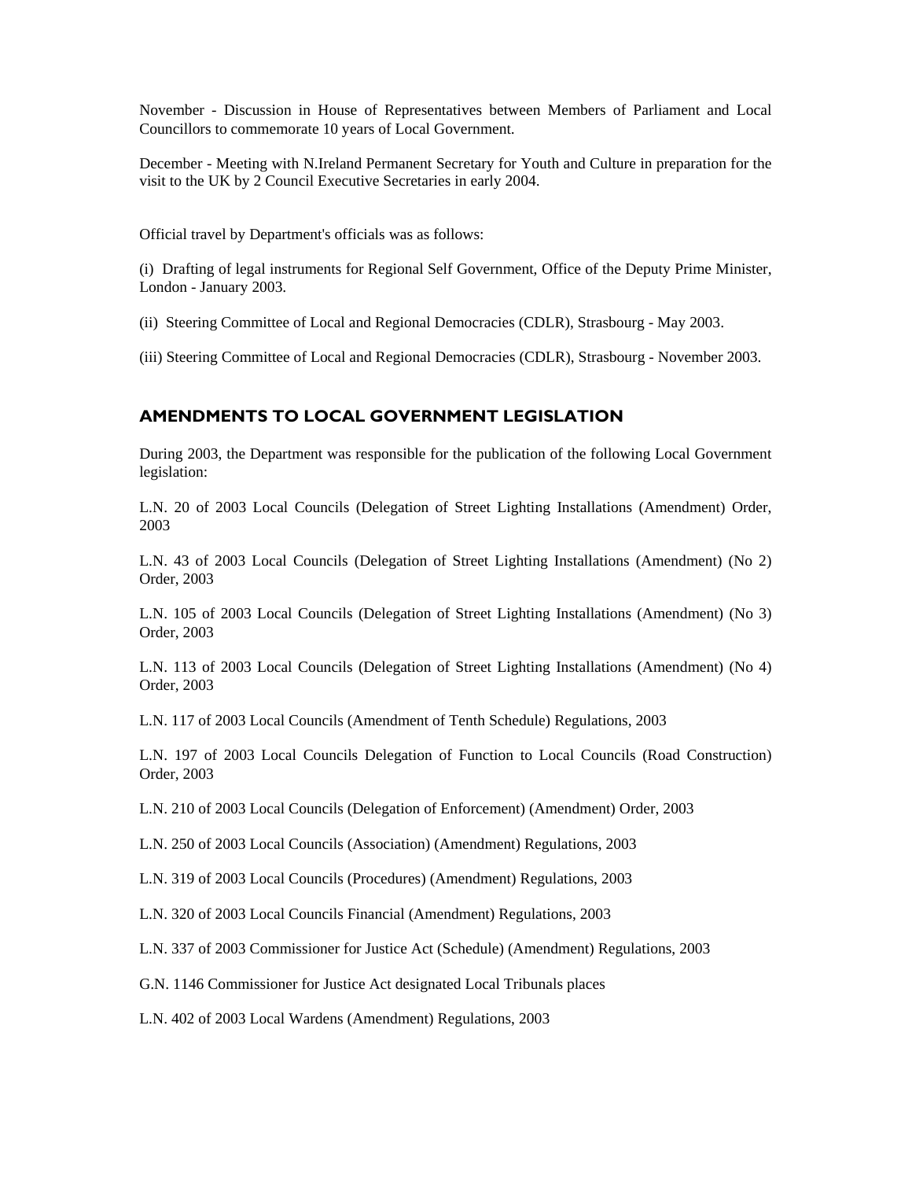November - Discussion in House of Representatives between Members of Parliament and Local Councillors to commemorate 10 years of Local Government.

December - Meeting with N.Ireland Permanent Secretary for Youth and Culture in preparation for the visit to the UK by 2 Council Executive Secretaries in early 2004.

Official travel by Department's officials was as follows:

(i) Drafting of legal instruments for Regional Self Government, Office of the Deputy Prime Minister, London - January 2003.

(ii) Steering Committee of Local and Regional Democracies (CDLR), Strasbourg - May 2003.

(iii) Steering Committee of Local and Regional Democracies (CDLR), Strasbourg - November 2003.

## AMENDMENTS TO LOCAL GOVERNMENT LEGISLATION

During 2003, the Department was responsible for the publication of the following Local Government legislation:

L.N. 20 of 2003 Local Councils (Delegation of Street Lighting Installations (Amendment) Order, 2003

L.N. 43 of 2003 Local Councils (Delegation of Street Lighting Installations (Amendment) (No 2) Order, 2003

L.N. 105 of 2003 Local Councils (Delegation of Street Lighting Installations (Amendment) (No 3) Order, 2003

L.N. 113 of 2003 Local Councils (Delegation of Street Lighting Installations (Amendment) (No 4) Order, 2003

L.N. 117 of 2003 Local Councils (Amendment of Tenth Schedule) Regulations, 2003

L.N. 197 of 2003 Local Councils Delegation of Function to Local Councils (Road Construction) Order, 2003

L.N. 210 of 2003 Local Councils (Delegation of Enforcement) (Amendment) Order, 2003

L.N. 250 of 2003 Local Councils (Association) (Amendment) Regulations, 2003

L.N. 319 of 2003 Local Councils (Procedures) (Amendment) Regulations, 2003

L.N. 320 of 2003 Local Councils Financial (Amendment) Regulations, 2003

L.N. 337 of 2003 Commissioner for Justice Act (Schedule) (Amendment) Regulations, 2003

G.N. 1146 Commissioner for Justice Act designated Local Tribunals places

L.N. 402 of 2003 Local Wardens (Amendment) Regulations, 2003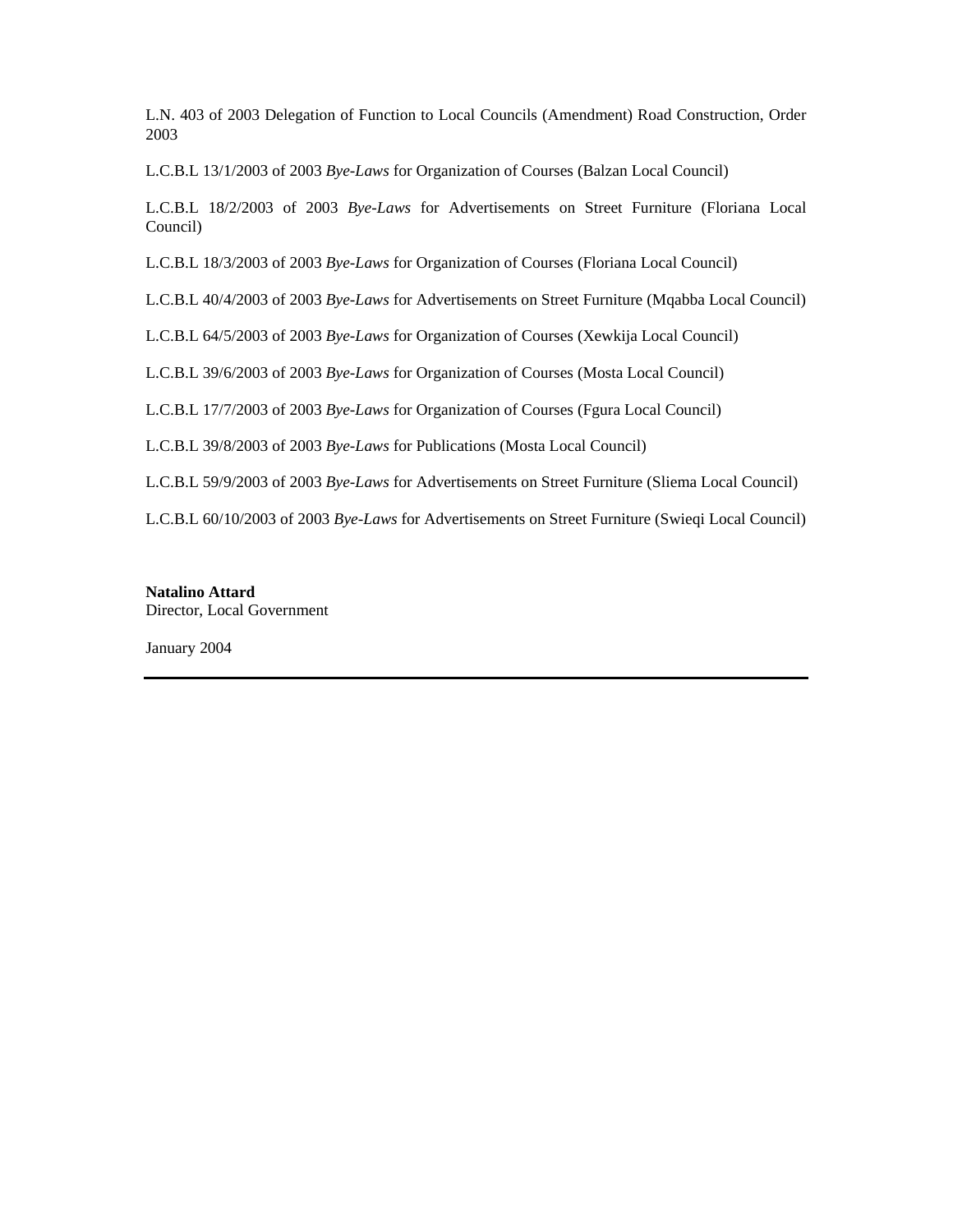L.N. 403 of 2003 Delegation of Function to Local Councils (Amendment) Road Construction, Order 2003

L.C.B.L 13/1/2003 of 2003 *Bye-Laws* for Organization of Courses (Balzan Local Council)

L.C.B.L 18/2/2003 of 2003 *Bye-Laws* for Advertisements on Street Furniture (Floriana Local Council)

L.C.B.L 18/3/2003 of 2003 *Bye-Laws* for Organization of Courses (Floriana Local Council)

L.C.B.L 40/4/2003 of 2003 *Bye-Laws* for Advertisements on Street Furniture (Mqabba Local Council)

L.C.B.L 64/5/2003 of 2003 *Bye-Laws* for Organization of Courses (Xewkija Local Council)

L.C.B.L 39/6/2003 of 2003 *Bye-Laws* for Organization of Courses (Mosta Local Council)

L.C.B.L 17/7/2003 of 2003 *Bye-Laws* for Organization of Courses (Fgura Local Council)

L.C.B.L 39/8/2003 of 2003 *Bye-Laws* for Publications (Mosta Local Council)

L.C.B.L 59/9/2003 of 2003 *Bye-Laws* for Advertisements on Street Furniture (Sliema Local Council)

L.C.B.L 60/10/2003 of 2003 *Bye-Laws* for Advertisements on Street Furniture (Swieqi Local Council)

**Natalino Attard**
Director, Local Government

January 2004